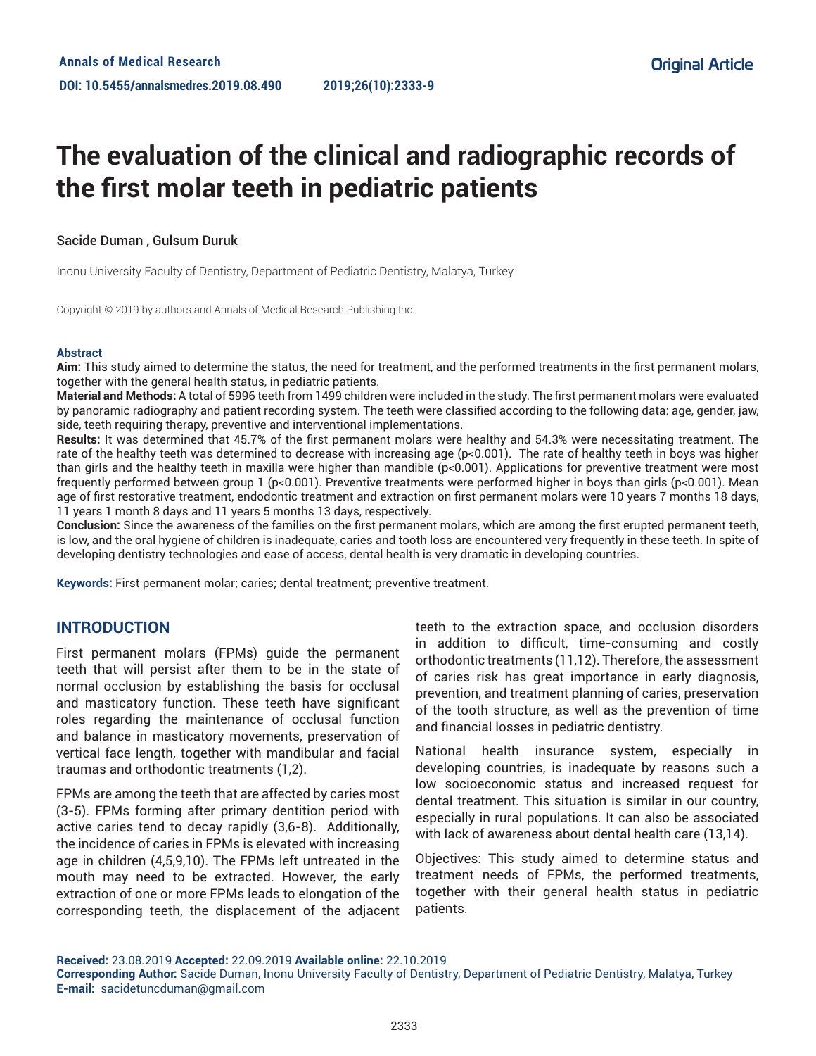Annals of Medical Research

DOI: 10.5455/annalsmedres.2019.08.490

Original Article

# The evaluation of the clinical and radiographic records of the first molar teeth in pediatric patients

Sacide Duman , Gulsum Duruk

Inonu University Faculty of Dentistry, Department of Pediatric Dentistry, Malatya, Turkey

Copyright © 2019 by authors and Annals of Medical Research Publishing Inc.

### Abstract

**Aim:** This study aimed to determine the status, the need for treatment, and the performed treatments in the first permanent molars, together with the general health status, in pediatric patients.

**Material and Methods:** A total of 5996 teeth from 1499 children were included in the study. The first permanent molars were evaluated by panoramic radiography and patient recording system. The teeth were classified according to the following data: age, gender, jaw, side, teeth requiring therapy, preventive and interventional implementations.

**Results:** It was determined that 45.7% of the first permanent molars were healthy and 54.3% were necessitating treatment. The rate of the healthy teeth was determined to decrease with increasing age (p<0.001). The rate of healthy teeth in boys was higher than girls and the healthy teeth in maxilla were higher than mandible (p<0.001). Applications for preventive treatment were most frequently performed between group 1 (p<0.001). Preventive treatments were performed higher in boys than girls (p<0.001). Mean age of first restorative treatment, endodontic treatment and extraction on first permanent molars were 10 years 7 months 18 days, 11 years 1 month 8 days and 11 years 5 months 13 days, respectively.

**Conclusion:** Since the awareness of the families on the first permanent molars, which are among the first erupted permanent teeth, is low, and the oral hygiene of children is inadequate, caries and tooth loss are encountered very frequently in these teeth. In spite of developing dentistry technologies and ease of access, dental health is very dramatic in developing countries.

**Keywords:** First permanent molar; caries; dental treatment; preventive treatment.

## INTRODUCTION

First permanent molars (FPMs) guide the permanent teeth that will persist after them to be in the state of normal occlusion by establishing the basis for occlusal and masticatory function. These teeth have significant roles regarding the maintenance of occlusal function and balance in masticatory movements, preservation of vertical face length, together with mandibular and facial traumas and orthodontic treatments (1,2).

FPMs are among the teeth that are affected by caries most (3-5). FPMs forming after primary dentition period with active caries tend to decay rapidly (3,6-8). Additionally, the incidence of caries in FPMs is elevated with increasing age in children (4,5,9,10). The FPMs left untreated in the mouth may need to be extracted. However, the early extraction of one or more FPMs leads to elongation of the corresponding teeth, the displacement of the adjacent teeth to the extraction space, and occlusion disorders in addition to difficult, time-consuming and costly orthodontic treatments (11,12). Therefore, the assessment of caries risk has great importance in early diagnosis, prevention, and treatment planning of caries, preservation of the tooth structure, as well as the prevention of time and financial losses in pediatric dentistry.

National health insurance system, especially in developing countries, is inadequate by reasons such a low socioeconomic status and increased request for dental treatment. This situation is similar in our country, especially in rural populations. It can also be associated with lack of awareness about dental health care (13,14).

Objectives: This study aimed to determine status and treatment needs of FPMs, the performed treatments, together with their general health status in pediatric patients.

**Received:** 23.08.2019 **Accepted:** 22.09.2019 **Available online:** 22.10.2019

**Corresponding Author:** Sacide Duman, Inonu University Faculty of Dentistry, Department of Pediatric Dentistry, Malatya, Turkey

**E-mail:** sacidetuncduman@gmail.com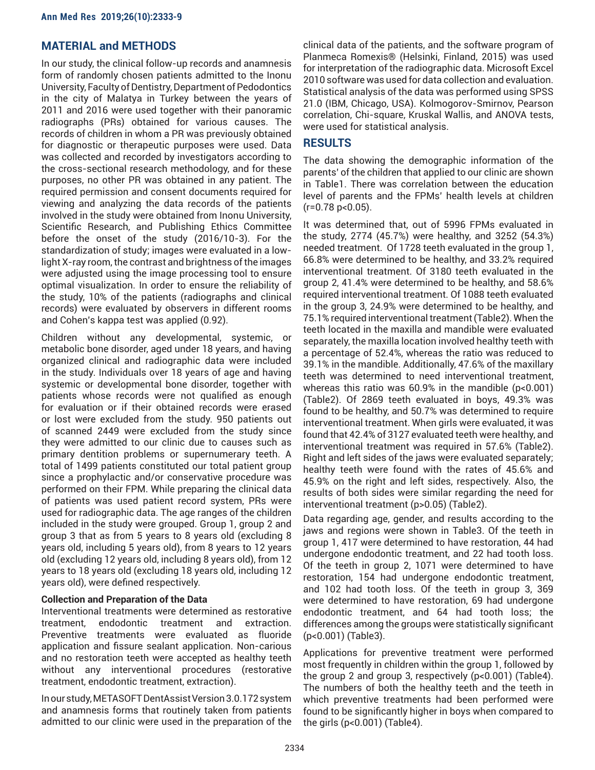## MATERIAL and METHODS

In our study, the clinical follow-up records and anamnesis form of randomly chosen patients admitted to the Inonu University, Faculty of Dentistry, Department of Pedodontics in the city of Malatya in Turkey between the years of 2011 and 2016 were used together with their panoramic radiographs (PRs) obtained for various causes. The records of children in whom a PR was previously obtained for diagnostic or therapeutic purposes were used. Data was collected and recorded by investigators according to the cross-sectional research methodology, and for these purposes, no other PR was obtained in any patient. The required permission and consent documents required for viewing and analyzing the data records of the patients involved in the study were obtained from Inonu University, Scientific Research, and Publishing Ethics Committee before the onset of the study (2016/10-3). For the standardization of study; images were evaluated in a low-light X-ray room, the contrast and brightness of the images were adjusted using the image processing tool to ensure optimal visualization. In order to ensure the reliability of the study, 10% of the patients (radiographs and clinical records) were evaluated by observers in different rooms and Cohen's kappa test was applied (0.92).

Children without any developmental, systemic, or metabolic bone disorder, aged under 18 years, and having organized clinical and radiographic data were included in the study. Individuals over 18 years of age and having systemic or developmental bone disorder, together with patients whose records were not qualified as enough for evaluation or if their obtained records were erased or lost were excluded from the study. 950 patients out of scanned 2449 were excluded from the study since they were admitted to our clinic due to causes such as primary dentition problems or supernumerary teeth. A total of 1499 patients constituted our total patient group since a prophylactic and/or conservative procedure was performed on their FPM. While preparing the clinical data of patients was used patient record system, PRs were used for radiographic data. The age ranges of the children included in the study were grouped. Group 1, group 2 and group 3 that as from 5 years to 8 years old (excluding 8 years old, including 5 years old), from 8 years to 12 years old (excluding 12 years old, including 8 years old), from 12 years to 18 years old (excluding 18 years old, including 12 years old), were defined respectively.

### Collection and Preparation of the Data

Interventional treatments were determined as restorative treatment, endodontic treatment and extraction. Preventive treatments were evaluated as fluoride application and fissure sealant application. Non-carious and no restoration teeth were accepted as healthy teeth without any interventional procedures (restorative treatment, endodontic treatment, extraction).

In our study, METASOFT DentAssist Version 3.0.172 system and anamnesis forms that routinely taken from patients admitted to our clinic were used in the preparation of the clinical data of the patients, and the software program of Planmeca Romexis® (Helsinki, Finland, 2015) was used for interpretation of the radiographic data. Microsoft Excel 2010 software was used for data collection and evaluation. Statistical analysis of the data was performed using SPSS 21.0 (IBM, Chicago, USA). Kolmogorov-Smirnov, Pearson correlation, Chi-square, Kruskal Wallis, and ANOVA tests, were used for statistical analysis.

## RESULTS

The data showing the demographic information of the parents' of the children that applied to our clinic are shown in Table1. There was correlation between the education level of parents and the FPMs' health levels at children ($r=0.78$ $p<0.05$).

It was determined that, out of 5996 FPMs evaluated in the study, 2774 (45.7%) were healthy, and 3252 (54.3%) needed treatment. Of 1728 teeth evaluated in the group 1, 66.8% were determined to be healthy, and 33.2% required interventional treatment. Of 3180 teeth evaluated in the group 2, 41.4% were determined to be healthy, and 58.6% required interventional treatment. Of 1088 teeth evaluated in the group 3, 24.9% were determined to be healthy, and 75.1% required interventional treatment (Table2). When the teeth located in the maxilla and mandible were evaluated separately, the maxilla location involved healthy teeth with a percentage of 52.4%, whereas the ratio was reduced to 39.1% in the mandible. Additionally, 47.6% of the maxillary teeth was determined to need interventional treatment, whereas this ratio was 60.9% in the mandible ($p<0.001$) (Table2). Of 2869 teeth evaluated in boys, 49.3% was found to be healthy, and 50.7% was determined to require interventional treatment. When girls were evaluated, it was found that 42.4% of 3127 evaluated teeth were healthy, and interventional treatment was required in 57.6% (Table2). Right and left sides of the jaws were evaluated separately; healthy teeth were found with the rates of 45.6% and 45.9% on the right and left sides, respectively. Also, the results of both sides were similar regarding the need for interventional treatment ($p>0.05$) (Table2).

Data regarding age, gender, and results according to the jaws and regions were shown in Table3. Of the teeth in group 1, 417 were determined to have restoration, 44 had undergone endodontic treatment, and 22 had tooth loss. Of the teeth in group 2, 1071 were determined to have restoration, 154 had undergone endodontic treatment, and 102 had tooth loss. Of the teeth in group 3, 369 were determined to have restoration, 69 had undergone endodontic treatment, and 64 had tooth loss; the differences among the groups were statistically significant ($p<0.001$) (Table3).

Applications for preventive treatment were performed most frequently in children within the group 1, followed by the group 2 and group 3, respectively ($p<0.001$) (Table4). The numbers of both the healthy teeth and the teeth in which preventive treatments had been performed were found to be significantly higher in boys when compared to the girls ($p<0.001$) (Table4).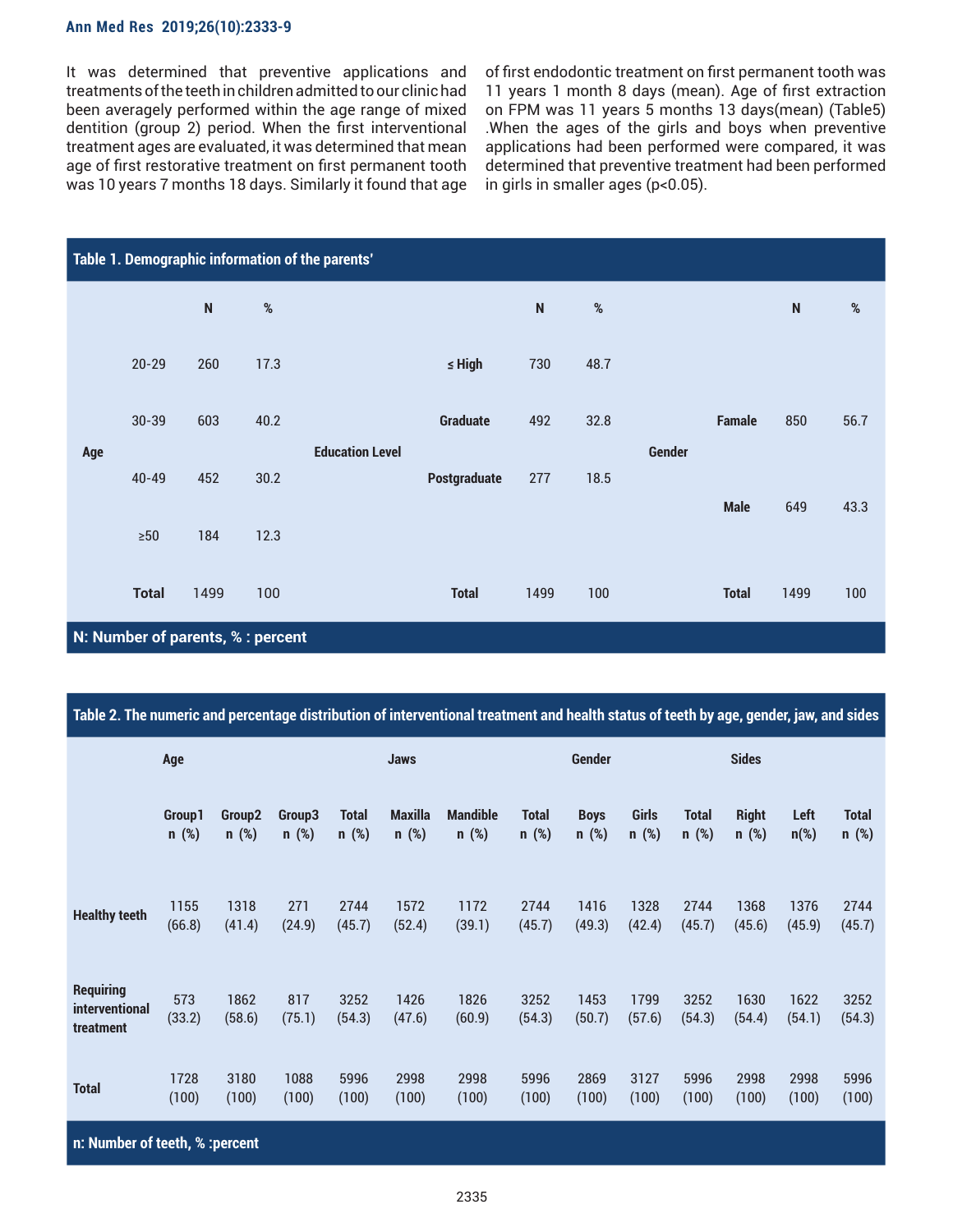It was determined that preventive applications and treatments of the teeth in children admitted to our clinic had been averagely performed within the age range of mixed dentition (group 2) period. When the first interventional treatment ages are evaluated, it was determined that mean age of first restorative treatment on first permanent tooth was 10 years 7 months 18 days. Similarly it found that age of first endodontic treatment on first permanent tooth was 11 years 1 month 8 days (mean). Age of first extraction on FPM was 11 years 5 months 13 days(mean) (Table5) .When the ages of the girls and boys when preventive applications had been performed were compared, it was determined that preventive treatment had been performed in girls in smaller ages (p<0.05).

**Table 1. Demographic information of the parents'**

| | | N | % | | | N | % | | | N | % |
|---|---|---|---|---|---|---|---|---|---|---|---|
| Age | 20-29 | 260 | 17.3 | Education Level | ≤ High | 730 | 48.7 | Gender | | | |
| | 30-39 | 603 | 40.2 | | Graduate | 492 | 32.8 | | Famale | 850 | 56.7 |
| | 40-49 | 452 | 30.2 | | Postgraduate | 277 | 18.5 | | Male | 649 | 43.3 |
| | ≥50 | 184 | 12.3 | | | | | | | | |
| | Total | 1499 | 100 | | Total | 1499 | 100 | | Total | 1499 | 100 |

N: Number of parents, % : percent

**Table 2. The numeric and percentage distribution of interventional treatment and health status of teeth by age, gender, jaw, and sides**

| | Age | | | | Jaws | | | Gender | | | Sides | | |
|---|---|---|---|---|---|---|---|---|---|---|---|---|---|
| | Group1 n (%) | Group2 n (%) | Group3 n (%) | Total n (%) | Maxilla n (%) | Mandible n (%) | Total n (%) | Boys n (%) | Girls n (%) | Total n (%) | Right n (%) | Left n(%) | Total n (%) |
| Healthy teeth | 1155 (66.8) | 1318 (41.4) | 271 (24.9) | 2744 (45.7) | 1572 (52.4) | 1172 (39.1) | 2744 (45.7) | 1416 (49.3) | 1328 (42.4) | 2744 (45.7) | 1368 (45.6) | 1376 (45.9) | 2744 (45.7) |
| Requiring interventional treatment | 573 (33.2) | 1862 (58.6) | 817 (75.1) | 3252 (54.3) | 1426 (47.6) | 1826 (60.9) | 3252 (54.3) | 1453 (50.7) | 1799 (57.6) | 3252 (54.3) | 1630 (54.4) | 1622 (54.1) | 3252 (54.3) |
| Total | 1728 (100) | 3180 (100) | 1088 (100) | 5996 (100) | 2998 (100) | 2998 (100) | 5996 (100) | 2869 (100) | 3127 (100) | 5996 (100) | 2998 (100) | 2998 (100) | 5996 (100) |

n: Number of teeth, % :percent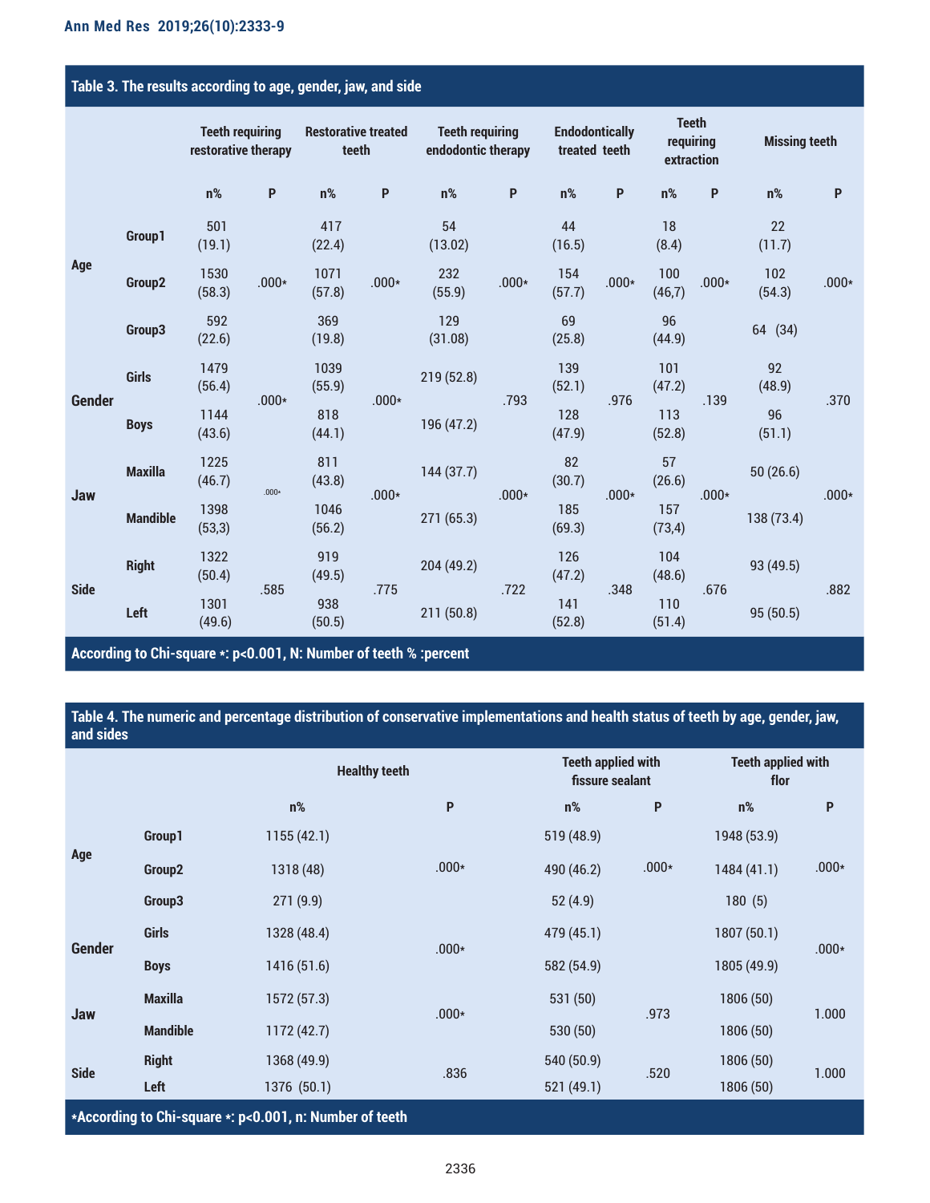**Table 3. The results according to age, gender, jaw, and side**

| | | Teeth requiring restorative therapy | | Restorative treated teeth | | Teeth requiring endodontic therapy | | Endodontically treated teeth | | Teeth requiring extraction | | Missing teeth | |
|---|---|---|---|---|---|---|---|---|---|---|---|---|---|
| | | n% | P | n% | P | n% | P | n% | P | n% | P | n% | P |
| Age | Group1 | 501 (19.1) | | 417 (22.4) | | 54 (13.02) | | 44 (16.5) | | 18 (8.4) | | 22 (11.7) | |
| | Group2 | 1530 (58.3) | .000* | 1071 (57.8) | .000* | 232 (55.9) | .000* | 154 (57.7) | .000* | 100 (46,7) | .000* | 102 (54.3) | .000* |
| | Group3 | 592 (22.6) | | 369 (19.8) | | 129 (31.08) | | 69 (25.8) | | 96 (44.9) | | 64 (34) | |
| Gender | Girls | 1479 (56.4) | .000* | 1039 (55.9) | .000* | 219 (52.8) | .793 | 139 (52.1) | .976 | 101 (47.2) | .139 | 92 (48.9) | .370 |
| | Boys | 1144 (43.6) | | 818 (44.1) | | 196 (47.2) | | 128 (47.9) | | 113 (52.8) | | 96 (51.1) | |
| Jaw | Maxilla | 1225 (46.7) | .000* | 811 (43.8) | .000* | 144 (37.7) | .000* | 82 (30.7) | .000* | 57 (26.6) | .000* | 50 (26.6) | .000* |
| | Mandible | 1398 (53,3) | | 1046 (56.2) | | 271 (65.3) | | 185 (69.3) | | 157 (73,4) | | 138 (73.4) | |
| Side | Right | 1322 (50.4) | .585 | 919 (49.5) | .775 | 204 (49.2) | .722 | 126 (47.2) | .348 | 104 (48.6) | .676 | 93 (49.5) | .882 |
| | Left | 1301 (49.6) | | 938 (50.5) | | 211 (50.8) | | 141 (52.8) | | 110 (51.4) | | 95 (50.5) | |

According to Chi-square *: p<0.001, N: Number of teeth % :percent

**Table 4. The numeric and percentage distribution of conservative implementations and health status of teeth by age, gender, jaw, and sides**

| | | Healthy teeth | | Teeth applied with fissure sealant | | Teeth applied with flor | |
|---|---|---|---|---|---|---|---|
| | | n% | P | n% | P | n% | P |
| Age | Group1 | 1155 (42.1) | | 519 (48.9) | | 1948 (53.9) | |
| | Group2 | 1318 (48) | .000* | 490 (46.2) | .000* | 1484 (41.1) | .000* |
| | Group3 | 271 (9.9) | | 52 (4.9) | | 180 (5) | |
| Gender | Girls | 1328 (48.4) | .000* | 479 (45.1) | | 1807 (50.1) | .000* |
| | Boys | 1416 (51.6) | | 582 (54.9) | | 1805 (49.9) | |
| Jaw | Maxilla | 1572 (57.3) | .000* | 531 (50) | .973 | 1806 (50) | 1.000 |
| | Mandible | 1172 (42.7) | | 530 (50) | | 1806 (50) | |
| Side | Right | 1368 (49.9) | .836 | 540 (50.9) | .520 | 1806 (50) | 1.000 |
| | Left | 1376 (50.1) | | 521 (49.1) | | 1806 (50) | |

*According to Chi-square *: p<0.001, n: Number of teeth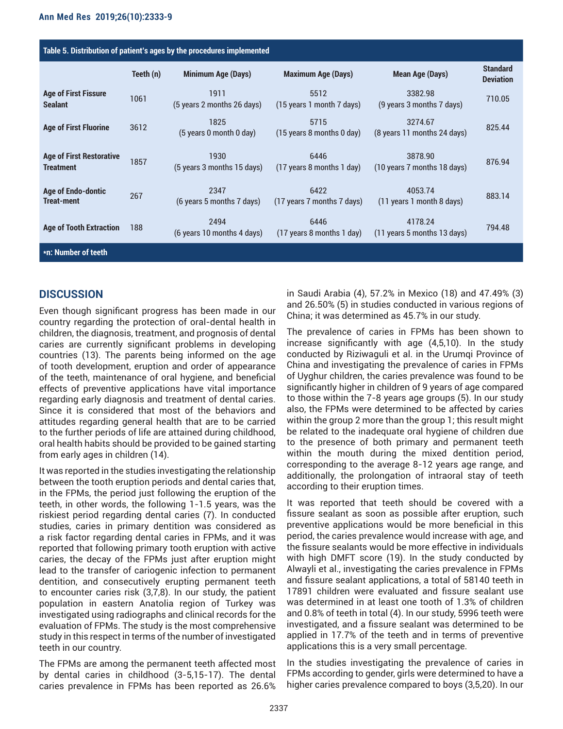**Table 5. Distribution of patient's ages by the procedures implemented**

| | Teeth (n) | Minimum Age (Days) | Maximum Age (Days) | Mean Age (Days) | Standard Deviation |
|---|---|---|---|---|---|
| **Age of First Fissure Sealant** | 1061 | 1911 (5 years 2 months 26 days) | 5512 (15 years 1 month 7 days) | 3382.98 (9 years 3 months 7 days) | 710.05 |
| **Age of First Fluorine** | 3612 | 1825 (5 years 0 month 0 day) | 5715 (15 years 8 months 0 day) | 3274.67 (8 years 11 months 24 days) | 825.44 |
| **Age of First Restorative Treatment** | 1857 | 1930 (5 years 3 months 15 days) | 6446 (17 years 8 months 1 day) | 3878.90 (10 years 7 months 18 days) | 876.94 |
| **Age of Endo-dontic Treat-ment** | 267 | 2347 (6 years 5 months 7 days) | 6422 (17 years 7 months 7 days) | 4053.74 (11 years 1 month 8 days) | 883.14 |
| **Age of Tooth Extraction** | 188 | 2494 (6 years 10 months 4 days) | 6446 (17 years 8 months 1 day) | 4178.24 (11 years 5 months 13 days) | 794.48 |

***n: Number of teeth**

## DISCUSSION

Even though significant progress has been made in our country regarding the protection of oral-dental health in children, the diagnosis, treatment, and prognosis of dental caries are currently significant problems in developing countries (13). The parents being informed on the age of tooth development, eruption and order of appearance of the teeth, maintenance of oral hygiene, and beneficial effects of preventive applications have vital importance regarding early diagnosis and treatment of dental caries. Since it is considered that most of the behaviors and attitudes regarding general health that are to be carried to the further periods of life are attained during childhood, oral health habits should be provided to be gained starting from early ages in children (14).

It was reported in the studies investigating the relationship between the tooth eruption periods and dental caries that, in the FPMs, the period just following the eruption of the teeth, in other words, the following 1-1.5 years, was the riskiest period regarding dental caries (7). In conducted studies, caries in primary dentition was considered as a risk factor regarding dental caries in FPMs, and it was reported that following primary tooth eruption with active caries, the decay of the FPMs just after eruption might lead to the transfer of cariogenic infection to permanent dentition, and consecutively erupting permanent teeth to encounter caries risk (3,7,8). In our study, the patient population in eastern Anatolia region of Turkey was investigated using radiographs and clinical records for the evaluation of FPMs. The study is the most comprehensive study in this respect in terms of the number of investigated teeth in our country.

The FPMs are among the permanent teeth affected most by dental caries in childhood (3-5,15-17). The dental caries prevalence in FPMs has been reported as 26.6% in Saudi Arabia (4), 57.2% in Mexico (18) and 47.49% (3) and 26.50% (5) in studies conducted in various regions of China; it was determined as 45.7% in our study.

The prevalence of caries in FPMs has been shown to increase significantly with age (4,5,10). In the study conducted by Riziwaguli et al. in the Urumqi Province of China and investigating the prevalence of caries in FPMs of Uyghur children, the caries prevalence was found to be significantly higher in children of 9 years of age compared to those within the 7-8 years age groups (5). In our study also, the FPMs were determined to be affected by caries within the group 2 more than the group 1; this result might be related to the inadequate oral hygiene of children due to the presence of both primary and permanent teeth within the mouth during the mixed dentition period, corresponding to the average 8-12 years age range, and additionally, the prolongation of intraoral stay of teeth according to their eruption times.

It was reported that teeth should be covered with a fissure sealant as soon as possible after eruption, such preventive applications would be more beneficial in this period, the caries prevalence would increase with age, and the fissure sealants would be more effective in individuals with high DMFT score (19). In the study conducted by Alwayli et al., investigating the caries prevalence in FPMs and fissure sealant applications, a total of 58140 teeth in 17891 children were evaluated and fissure sealant use was determined in at least one tooth of 1.3% of children and 0.8% of teeth in total (4). In our study, 5996 teeth were investigated, and a fissure sealant was determined to be applied in 17.7% of the teeth and in terms of preventive applications this is a very small percentage.

In the studies investigating the prevalence of caries in FPMs according to gender, girls were determined to have a higher caries prevalence compared to boys (3,5,20). In our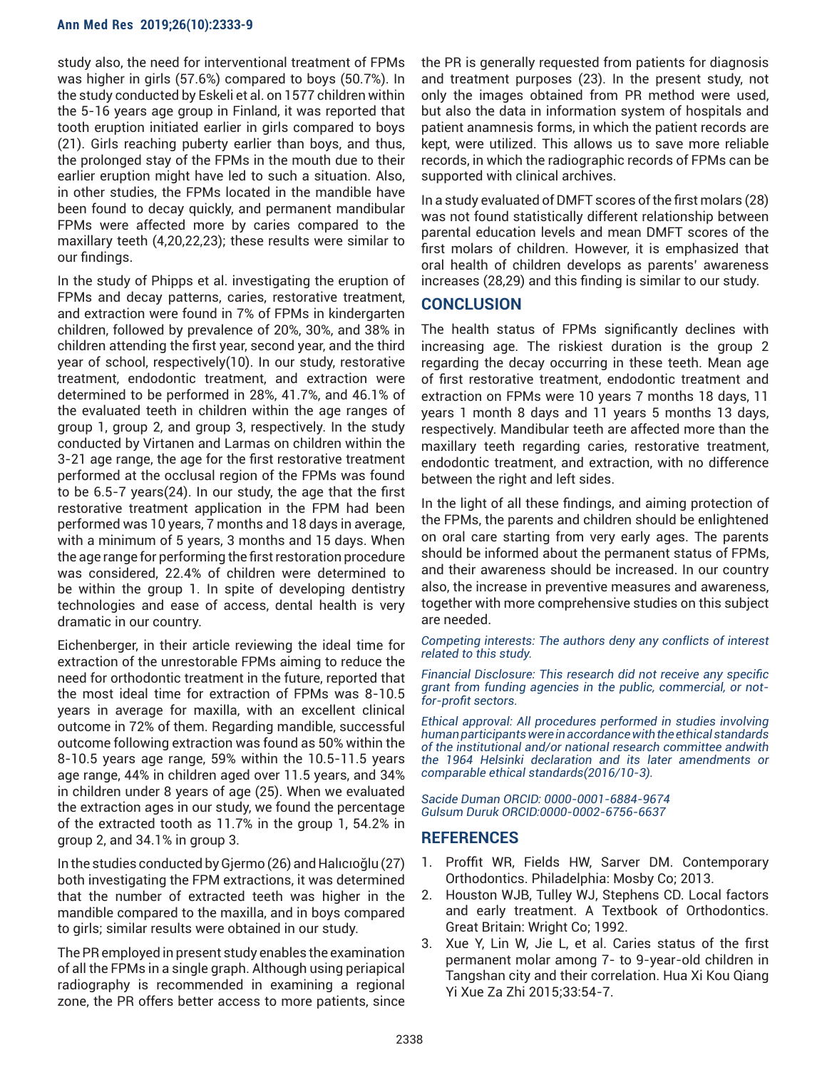study also, the need for interventional treatment of FPMs was higher in girls (57.6%) compared to boys (50.7%). In the study conducted by Eskeli et al. on 1577 children within the 5-16 years age group in Finland, it was reported that tooth eruption initiated earlier in girls compared to boys (21). Girls reaching puberty earlier than boys, and thus, the prolonged stay of the FPMs in the mouth due to their earlier eruption might have led to such a situation. Also, in other studies, the FPMs located in the mandible have been found to decay quickly, and permanent mandibular FPMs were affected more by caries compared to the maxillary teeth (4,20,22,23); these results were similar to our findings.

In the study of Phipps et al. investigating the eruption of FPMs and decay patterns, caries, restorative treatment, and extraction were found in 7% of FPMs in kindergarten children, followed by prevalence of 20%, 30%, and 38% in children attending the first year, second year, and the third year of school, respectively(10). In our study, restorative treatment, endodontic treatment, and extraction were determined to be performed in 28%, 41.7%, and 46.1% of the evaluated teeth in children within the age ranges of group 1, group 2, and group 3, respectively. In the study conducted by Virtanen and Larmas on children within the 3-21 age range, the age for the first restorative treatment performed at the occlusal region of the FPMs was found to be 6.5-7 years(24). In our study, the age that the first restorative treatment application in the FPM had been performed was 10 years, 7 months and 18 days in average, with a minimum of 5 years, 3 months and 15 days. When the age range for performing the first restoration procedure was considered, 22.4% of children were determined to be within the group 1. In spite of developing dentistry technologies and ease of access, dental health is very dramatic in our country.

Eichenberger, in their article reviewing the ideal time for extraction of the unrestorable FPMs aiming to reduce the need for orthodontic treatment in the future, reported that the most ideal time for extraction of FPMs was 8-10.5 years in average for maxilla, with an excellent clinical outcome in 72% of them. Regarding mandible, successful outcome following extraction was found as 50% within the 8-10.5 years age range, 59% within the 10.5-11.5 years age range, 44% in children aged over 11.5 years, and 34% in children under 8 years of age (25). When we evaluated the extraction ages in our study, we found the percentage of the extracted tooth as 11.7% in the group 1, 54.2% in group 2, and 34.1% in group 3.

In the studies conducted by Gjermo (26) and Halıcıoğlu (27) both investigating the FPM extractions, it was determined that the number of extracted teeth was higher in the mandible compared to the maxilla, and in boys compared to girls; similar results were obtained in our study.

The PR employed in present study enables the examination of all the FPMs in a single graph. Although using periapical radiography is recommended in examining a regional zone, the PR offers better access to more patients, since the PR is generally requested from patients for diagnosis and treatment purposes (23). In the present study, not only the images obtained from PR method were used, but also the data in information system of hospitals and patient anamnesis forms, in which the patient records are kept, were utilized. This allows us to save more reliable records, in which the radiographic records of FPMs can be supported with clinical archives.

In a study evaluated of DMFT scores of the first molars (28) was not found statistically different relationship between parental education levels and mean DMFT scores of the first molars of children. However, it is emphasized that oral health of children develops as parents' awareness increases (28,29) and this finding is similar to our study.

## CONCLUSION

The health status of FPMs significantly declines with increasing age. The riskiest duration is the group 2 regarding the decay occurring in these teeth. Mean age of first restorative treatment, endodontic treatment and extraction on FPMs were 10 years 7 months 18 days, 11 years 1 month 8 days and 11 years 5 months 13 days, respectively. Mandibular teeth are affected more than the maxillary teeth regarding caries, restorative treatment, endodontic treatment, and extraction, with no difference between the right and left sides.

In the light of all these findings, and aiming protection of the FPMs, the parents and children should be enlightened on oral care starting from very early ages. The parents should be informed about the permanent status of FPMs, and their awareness should be increased. In our country also, the increase in preventive measures and awareness, together with more comprehensive studies on this subject are needed.

*Competing interests: The authors deny any conflicts of interest related to this study.*

*Financial Disclosure: This research did not receive any specific grant from funding agencies in the public, commercial, or not-for-profit sectors.*

*Ethical approval: All procedures performed in studies involving human participants were in accordance with the ethical standards of the institutional and/or national research committee andwith the 1964 Helsinki declaration and its later amendments or comparable ethical standards(2016/10-3).*

*Sacide Duman ORCID: 0000-0001-6884-9674*
*Gulsum Duruk ORCID:0000-0002-6756-6637*

## REFERENCES

1. Proffit WR, Fields HW, Sarver DM. Contemporary Orthodontics. Philadelphia: Mosby Co; 2013.
2. Houston WJB, Tulley WJ, Stephens CD. Local factors and early treatment. A Textbook of Orthodontics. Great Britain: Wright Co; 1992.
3. Xue Y, Lin W, Jie L, et al. Caries status of the first permanent molar among 7- to 9-year-old children in Tangshan city and their correlation. Hua Xi Kou Qiang Yi Xue Za Zhi 2015;33:54-7.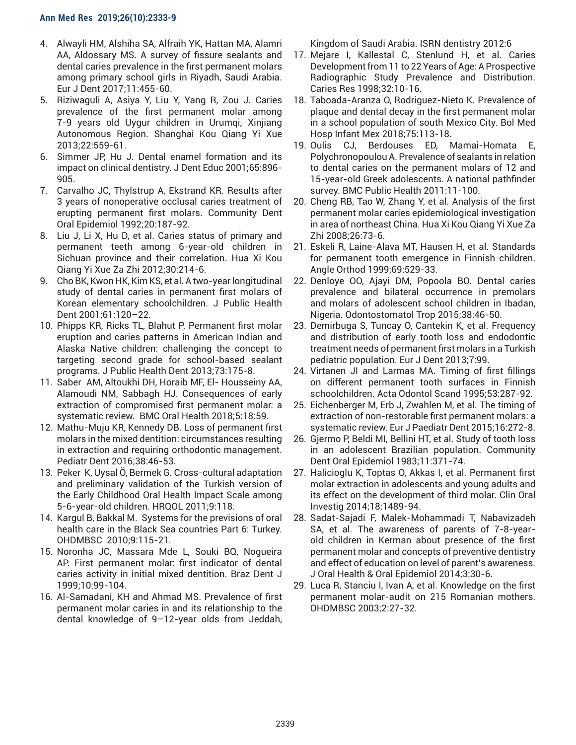4. Alwayli HM, Alshiha SA, Alfraih YK, Hattan MA, Alamri AA, Aldossary MS. A survey of fissure sealants and dental caries prevalence in the first permanent molars among primary school girls in Riyadh, Saudi Arabia. Eur J Dent 2017;11:455-60.
5. Riziwaguli A, Asiya Y, Liu Y, Yang R, Zou J. Caries prevalence of the first permanent molar among 7-9 years old Uygur children in Urumqi, Xinjiang Autonomous Region. Shanghai Kou Qiang Yi Xue 2013;22:559-61.
6. Simmer JP, Hu J. Dental enamel formation and its impact on clinical dentistry. J Dent Educ 2001;65:896-905.
7. Carvalho JC, Thylstrup A, Ekstrand KR. Results after 3 years of nonoperative occlusal caries treatment of erupting permanent first molars. Community Dent Oral Epidemiol 1992;20:187-92.
8. Liu J, Li X, Hu D, et al. Caries status of primary and permanent teeth among 6-year-old children in Sichuan province and their correlation. Hua Xi Kou Qiang Yi Xue Za Zhi 2012;30:214-6.
9. Cho BK, Kwon HK, Kim KS, et al. A two-year longitudinal study of dental caries in permanent first molars of Korean elementary schoolchildren. J Public Health Dent 2001;61:120–22.
10. Phipps KR, Ricks TL, Blahut P. Permanent first molar eruption and caries patterns in American Indian and Alaska Native children: challenging the concept to targeting second grade for school-based sealant programs. J Public Health Dent 2013;73:175-8.
11. Saber AM, Altoukhi DH, Horaib MF, El- Housseiny AA, Alamoudi NM, Sabbagh HJ. Consequences of early extraction of compromised first permanent molar: a systematic review. BMC Oral Health 2018;5:18:59.
12. Mathu-Muju KR, Kennedy DB. Loss of permanent first molars in the mixed dentition: circumstances resulting in extraction and requiring orthodontic management. Pediatr Dent 2016;38:46-53.
13. Peker K, Uysal Ö, Bermek G. Cross-cultural adaptation and preliminary validation of the Turkish version of the Early Childhood Oral Health Impact Scale among 5-6-year-old children. HRQOL 2011;9:118.
14. Kargul B, Bakkal M. Systems for the previsions of oral health care in the Black Sea countries Part 6: Turkey. OHDMBSC 2010;9:115-21.
15. Noronha JC, Massara Mde L, Souki BQ, Nogueira AP. First permanent molar: first indicator of dental caries activity in initial mixed dentition. Braz Dent J 1999;10:99-104.
16. Al-Samadani, KH and Ahmad MS. Prevalence of first permanent molar caries in and its relationship to the dental knowledge of 9–12-year olds from Jeddah, Kingdom of Saudi Arabia. ISRN dentistry 2012:6
17. Mejare I, Kallestal C, Stenlund H, et al. Caries Development from 11 to 22 Years of Age: A Prospective Radiographic Study Prevalence and Distribution. Caries Res 1998;32:10-16.
18. Taboada-Aranza O, Rodriguez-Nieto K. Prevalence of plaque and dental decay in the first permanent molar in a school population of south Mexico City. Bol Med Hosp Infant Mex 2018;75:113-18.
19. Oulis CJ, Berdouses ED, Mamai-Homata E, Polychronopoulou A. Prevalence of sealants in relation to dental caries on the permanent molars of 12 and 15-year-old Greek adolescents. A national pathfinder survey. BMC Public Health 2011:11-100.
20. Cheng RB, Tao W, Zhang Y, et al. Analysis of the first permanent molar caries epidemiological investigation in area of northeast China. Hua Xi Kou Qiang Yi Xue Za Zhi 2008;26:73-6.
21. Eskeli R, Laine-Alava MT, Hausen H, et al. Standards for permanent tooth emergence in Finnish children. Angle Orthod 1999;69:529-33.
22. Denloye OO, Ajayi DM, Popoola BO. Dental caries prevalence and bilateral occurrence in premolars and molars of adolescent school children in Ibadan, Nigeria. Odontostomatol Trop 2015;38:46-50.
23. Demirbuga S, Tuncay O, Cantekin K, et al. Frequency and distribution of early tooth loss and endodontic treatment needs of permanent first molars in a Turkish pediatric population. Eur J Dent 2013;7:99.
24. Virtanen JI and Larmas MA. Timing of first fillings on different permanent tooth surfaces in Finnish schoolchildren. Acta Odontol Scand 1995;53:287-92.
25. Eichenberger M, Erb J, Zwahlen M, et al. The timing of extraction of non-restorable first permanent molars: a systematic review. Eur J Paediatr Dent 2015;16:272-8.
26. Gjermo P, Beldi MI, Bellini HT, et al. Study of tooth loss in an adolescent Brazilian population. Community Dent Oral Epidemiol 1983;11:371-74.
27. Halicioglu K, Toptas O, Akkas I, et al. Permanent first molar extraction in adolescents and young adults and its effect on the development of third molar. Clin Oral Investig 2014;18:1489-94.
28. Sadat-Sajadi F, Malek-Mohammadi T, Nabavizadeh SA, et al. The awareness of parents of 7-8-year-old children in Kerman about presence of the first permanent molar and concepts of preventive dentistry and effect of education on level of parent's awareness. J Oral Health & Oral Epidemiol 2014;3:30-6.
29. Luca R, Stanciu I, Ivan A, et al. Knowledge on the first permanent molar-audit on 215 Romanian mothers. OHDMBSC 2003;2:27-32.